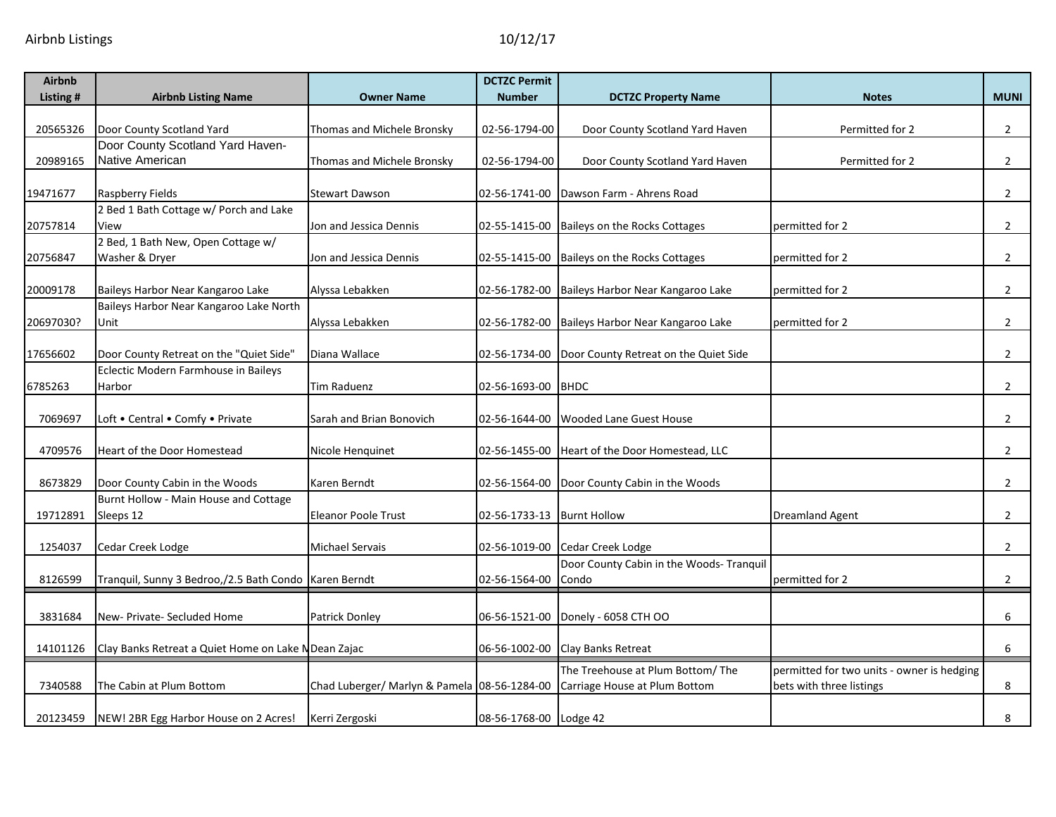Airbnb Listings 10/12/17

| Airbnb Listing # | Airbnb Listing Name | Owner Name | DCTZC Permit Number | DCTZC Property Name | Notes | MUNI |
|---|---|---|---|---|---|---|
| 20565326 | Door County Scotland Yard | Thomas and Michele Bronsky | 02-56-1794-00 | Door County Scotland Yard Haven | Permitted for 2 | 2 |
| 20989165 | Door County Scotland Yard Haven-Native American | Thomas and Michele Bronsky | 02-56-1794-00 | Door County Scotland Yard Haven | Permitted for 2 | 2 |
| 19471677 | Raspberry Fields | Stewart Dawson | 02-56-1741-00 | Dawson Farm - Ahrens Road | | 2 |
| 20757814 | 2 Bed 1 Bath Cottage w/ Porch and Lake View | Jon and Jessica Dennis | 02-55-1415-00 | Baileys on the Rocks Cottages | permitted for 2 | 2 |
| 20756847 | 2 Bed, 1 Bath New, Open Cottage w/ Washer & Dryer | Jon and Jessica Dennis | 02-55-1415-00 | Baileys on the Rocks Cottages | permitted for 2 | 2 |
| 20009178 | Baileys Harbor Near Kangaroo Lake | Alyssa Lebakken | 02-56-1782-00 | Baileys Harbor Near Kangaroo Lake | permitted for 2 | 2 |
| 20697030? | Baileys Harbor Near Kangaroo Lake North Unit | Alyssa Lebakken | 02-56-1782-00 | Baileys Harbor Near Kangaroo Lake | permitted for 2 | 2 |
| 17656602 | Door County Retreat on the "Quiet Side" | Diana Wallace | 02-56-1734-00 | Door County Retreat on the Quiet Side | | 2 |
| 6785263 | Eclectic Modern Farmhouse in Baileys Harbor | Tim Raduenz | 02-56-1693-00 | BHDC | | 2 |
| 7069697 | Loft • Central • Comfy • Private | Sarah and Brian Bonovich | 02-56-1644-00 | Wooded Lane Guest House | | 2 |
| 4709576 | Heart of the Door Homestead | Nicole Henquinet | 02-56-1455-00 | Heart of the Door Homestead, LLC | | 2 |
| 8673829 | Door County Cabin in the Woods | Karen Berndt | 02-56-1564-00 | Door County Cabin in the Woods | | 2 |
| 19712891 | Burnt Hollow - Main House and Cottage Sleeps 12 | Eleanor Poole Trust | 02-56-1733-13 | Burnt Hollow | Dreamland Agent | 2 |
| 1254037 | Cedar Creek Lodge | Michael Servais | 02-56-1019-00 | Cedar Creek Lodge | | 2 |
| 8126599 | Tranquil, Sunny 3 Bedroo,/2.5 Bath Condo | Karen Berndt | 02-56-1564-00 | Door County Cabin in the Woods- Tranquil Condo | permitted for 2 | 2 |
| 3831684 | New- Private- Secluded Home | Patrick Donley | 06-56-1521-00 | Donely - 6058 CTH OO | | 6 |
| 14101126 | Clay Banks Retreat a Quiet Home on Lake M | Dean Zajac | 06-56-1002-00 | Clay Banks Retreat | | 6 |
| 7340588 | The Cabin at Plum Bottom | Chad Luberger/ Marlyn & Pamela | 08-56-1284-00 | The Treehouse at Plum Bottom/ The Carriage House at Plum Bottom | permitted for two units - owner is hedging bets with three listings | 8 |
| 20123459 | NEW! 2BR Egg Harbor House on 2 Acres! | Kerri Zergoski | 08-56-1768-00 | Lodge 42 | | 8 |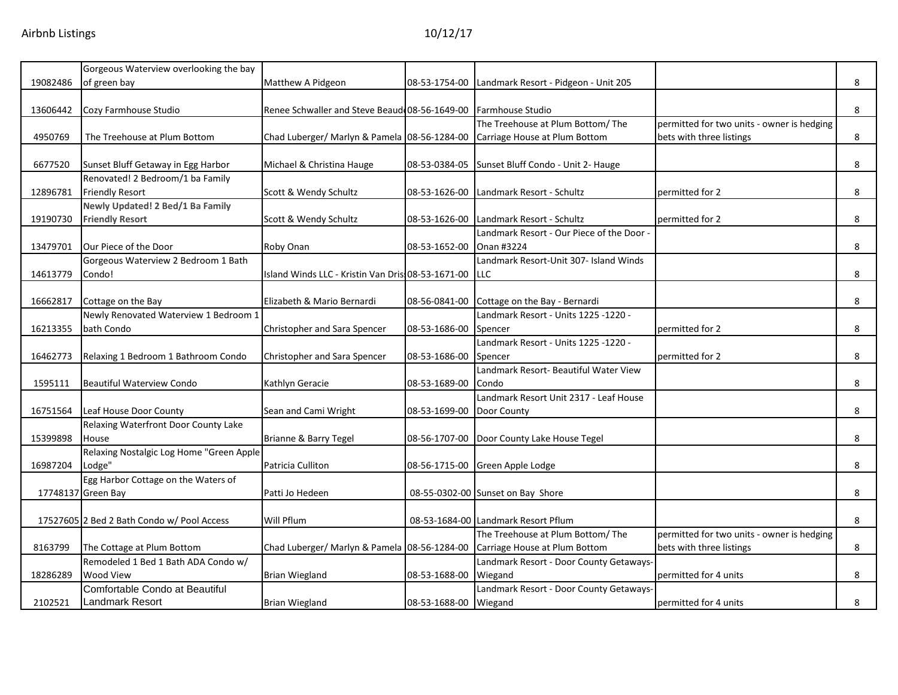| | | | | | | |
|---|---|---|---|---|---|---|
| 19082486 | Gorgeous Waterview overlooking the bay of green bay | Matthew A Pidgeon | 08-53-1754-00 | Landmark Resort - Pidgeon - Unit 205 | | 8 |
| 13606442 | Cozy Farmhouse Studio | Renee Schwaller and Steve Beaud | 08-56-1649-00 | Farmhouse Studio | | 8 |
| 4950769 | The Treehouse at Plum Bottom | Chad Luberger/ Marlyn & Pamela | 08-56-1284-00 | The Treehouse at Plum Bottom/ The Carriage House at Plum Bottom | permitted for two units - owner is hedging bets with three listings | 8 |
| 6677520 | Sunset Bluff Getaway in Egg Harbor | Michael & Christina Hauge | 08-53-0384-05 | Sunset Bluff Condo - Unit 2- Hauge | | 8 |
| 12896781 | Renovated! 2 Bedroom/1 ba Family Friendly Resort | Scott & Wendy Schultz | 08-53-1626-00 | Landmark Resort - Schultz | permitted for 2 | 8 |
| 19190730 | **Newly Updated! 2 Bed/1 Ba Family Friendly Resort** | Scott & Wendy Schultz | 08-53-1626-00 | Landmark Resort - Schultz | permitted for 2 | 8 |
| 13479701 | Our Piece of the Door | Roby Onan | 08-53-1652-00 | Landmark Resort - Our Piece of the Door - Onan #3224 | | 8 |
| 14613779 | Gorgeous Waterview 2 Bedroom 1 Bath Condo! | Island Winds LLC - Kristin Van Dris | 08-53-1671-00 | Landmark Resort-Unit 307- Island Winds LLC | | 8 |
| 16662817 | Cottage on the Bay | Elizabeth & Mario Bernardi | 08-56-0841-00 | Cottage on the Bay - Bernardi | | 8 |
| 16213355 | Newly Renovated Waterview 1 Bedroom 1 bath Condo | Christopher and Sara Spencer | 08-53-1686-00 | Landmark Resort - Units 1225 -1220 - Spencer | permitted for 2 | 8 |
| 16462773 | Relaxing 1 Bedroom 1 Bathroom Condo | Christopher and Sara Spencer | 08-53-1686-00 | Landmark Resort - Units 1225 -1220 - Spencer | permitted for 2 | 8 |
| 1595111 | Beautiful Waterview Condo | Kathlyn Geracie | 08-53-1689-00 | Landmark Resort- Beautiful Water View Condo | | 8 |
| 16751564 | Leaf House Door County | Sean and Cami Wright | 08-53-1699-00 | Landmark Resort Unit 2317 - Leaf House Door County | | 8 |
| 15399898 | Relaxing Waterfront Door County Lake House | Brianne & Barry Tegel | 08-56-1707-00 | Door County Lake House Tegel | | 8 |
| 16987204 | Relaxing Nostalgic Log Home "Green Apple Lodge" | Patricia Culliton | 08-56-1715-00 | Green Apple Lodge | | 8 |
| 17748137 | Egg Harbor Cottage on the Waters of Green Bay | Patti Jo Hedeen | 08-55-0302-00 | Sunset on Bay Shore | | 8 |
| 17527605 | 2 Bed 2 Bath Condo w/ Pool Access | Will Pflum | 08-53-1684-00 | Landmark Resort Pflum | | 8 |
| 8163799 | The Cottage at Plum Bottom | Chad Luberger/ Marlyn & Pamela | 08-56-1284-00 | The Treehouse at Plum Bottom/ The Carriage House at Plum Bottom | permitted for two units - owner is hedging bets with three listings | 8 |
| 18286289 | Remodeled 1 Bed 1 Bath ADA Condo w/ Wood View | Brian Wiegland | 08-53-1688-00 | Landmark Resort - Door County Getaways- Wiegand | permitted for 4 units | 8 |
| 2102521 | Comfortable Condo at Beautiful Landmark Resort | Brian Wiegland | 08-53-1688-00 | Landmark Resort - Door County Getaways- Wiegand | permitted for 4 units | 8 |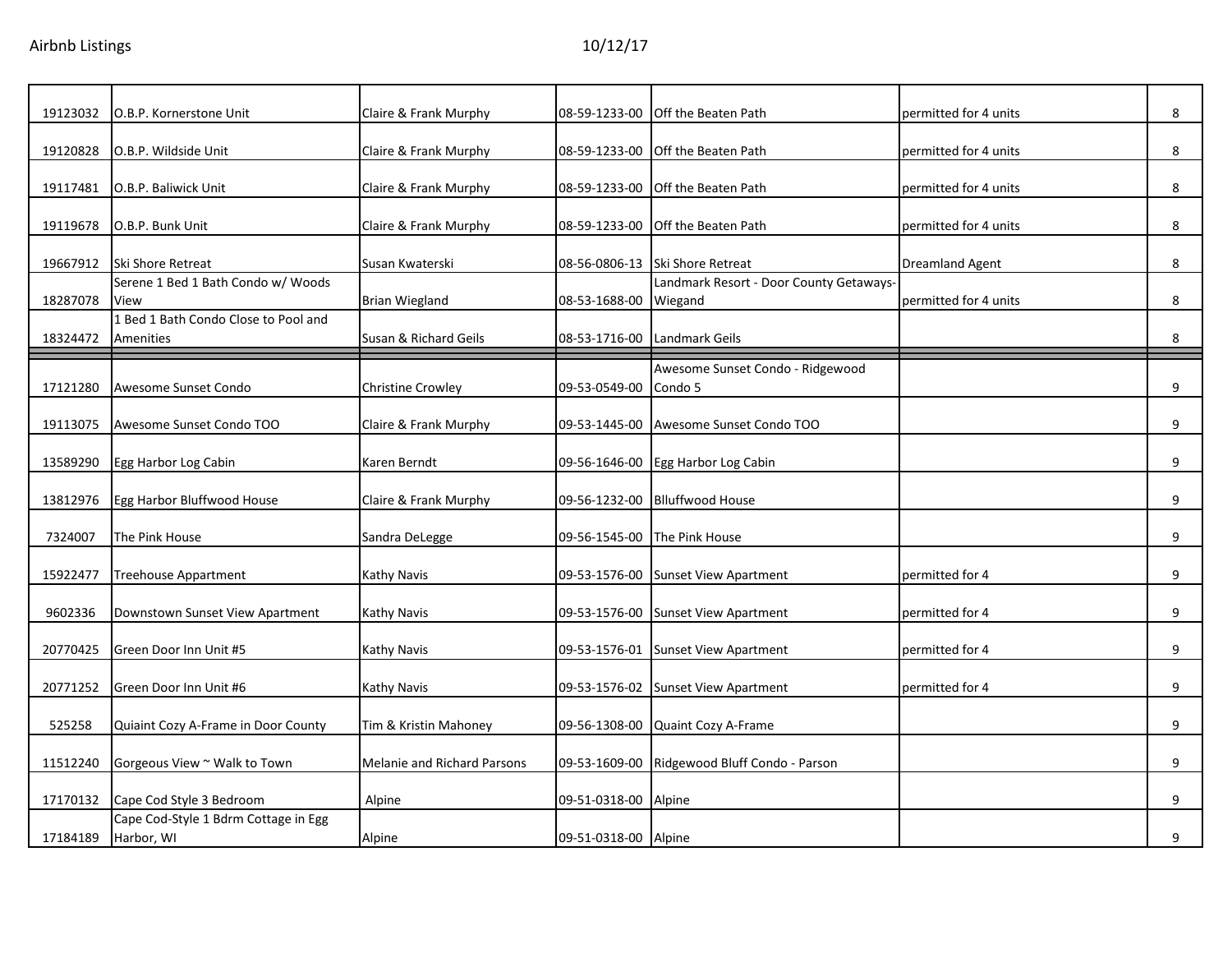| | | | | | | |
|---|---|---|---|---|---|---|
| 19123032 | O.B.P. Kornerstone Unit | Claire & Frank Murphy | 08-59-1233-00 | Off the Beaten Path | permitted for 4 units | 8 |
| 19120828 | O.B.P. Wildside Unit | Claire & Frank Murphy | 08-59-1233-00 | Off the Beaten Path | permitted for 4 units | 8 |
| 19117481 | O.B.P. Baliwick Unit | Claire & Frank Murphy | 08-59-1233-00 | Off the Beaten Path | permitted for 4 units | 8 |
| 19119678 | O.B.P. Bunk Unit | Claire & Frank Murphy | 08-59-1233-00 | Off the Beaten Path | permitted for 4 units | 8 |
| 19667912 | Ski Shore Retreat | Susan Kwaterski | 08-56-0806-13 | Ski Shore Retreat | Dreamland Agent | 8 |
| 18287078 | Serene 1 Bed 1 Bath Condo w/ Woods View | Brian Wiegland | 08-53-1688-00 | Landmark Resort - Door County Getaways-Wiegand | permitted for 4 units | 8 |
| 18324472 | 1 Bed 1 Bath Condo Close to Pool and Amenities | Susan & Richard Geils | 08-53-1716-00 | Landmark Geils | | 8 |
| 17121280 | Awesome Sunset Condo | Christine Crowley | 09-53-0549-00 | Awesome Sunset Condo - Ridgewood Condo 5 | | 9 |
| 19113075 | Awesome Sunset Condo TOO | Claire & Frank Murphy | 09-53-1445-00 | Awesome Sunset Condo TOO | | 9 |
| 13589290 | Egg Harbor Log Cabin | Karen Berndt | 09-56-1646-00 | Egg Harbor Log Cabin | | 9 |
| 13812976 | Egg Harbor Bluffwood House | Claire & Frank Murphy | 09-56-1232-00 | Blluffwood House | | 9 |
| 7324007 | The Pink House | Sandra DeLegge | 09-56-1545-00 | The Pink House | | 9 |
| 15922477 | Treehouse Appartment | Kathy Navis | 09-53-1576-00 | Sunset View Apartment | permitted for 4 | 9 |
| 9602336 | Downstown Sunset View Apartment | Kathy Navis | 09-53-1576-00 | Sunset View Apartment | permitted for 4 | 9 |
| 20770425 | Green Door Inn Unit #5 | Kathy Navis | 09-53-1576-01 | Sunset View Apartment | permitted for 4 | 9 |
| 20771252 | Green Door Inn Unit #6 | Kathy Navis | 09-53-1576-02 | Sunset View Apartment | permitted for 4 | 9 |
| 525258 | Quiaint Cozy A-Frame in Door County | Tim & Kristin Mahoney | 09-56-1308-00 | Quaint Cozy A-Frame | | 9 |
| 11512240 | Gorgeous View ~ Walk to Town | Melanie and Richard Parsons | 09-53-1609-00 | Ridgewood Bluff Condo - Parson | | 9 |
| 17170132 | Cape Cod Style 3 Bedroom | Alpine | 09-51-0318-00 | Alpine | | 9 |
| 17184189 | Cape Cod-Style 1 Bdrm Cottage in Egg Harbor, WI | Alpine | 09-51-0318-00 | Alpine | | 9 |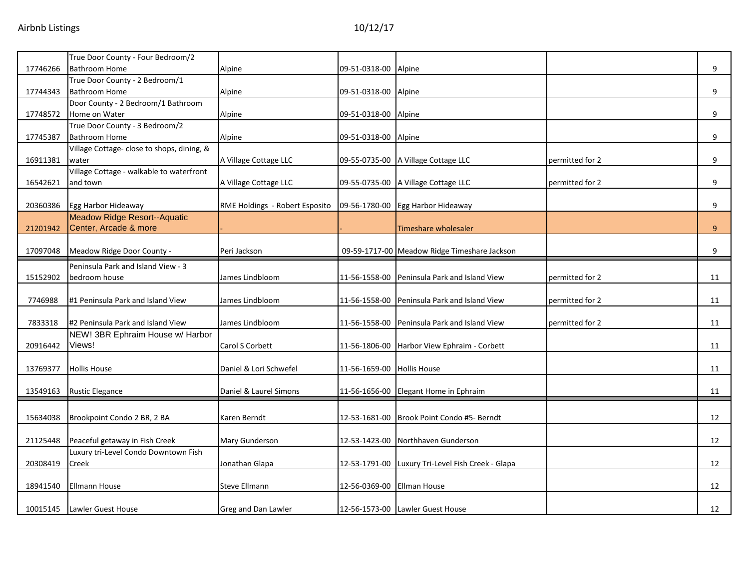| | | | | | | |
|---|---|---|---|---|---|---|
| 17746266 | True Door County - Four Bedroom/2 Bathroom Home | Alpine | 09-51-0318-00 | Alpine | | 9 |
| 17744343 | True Door County - 2 Bedroom/1 Bathroom Home | Alpine | 09-51-0318-00 | Alpine | | 9 |
| 17748572 | Door County - 2 Bedroom/1 Bathroom Home on Water | Alpine | 09-51-0318-00 | Alpine | | 9 |
| 17745387 | True Door County - 3 Bedroom/2 Bathroom Home | Alpine | 09-51-0318-00 | Alpine | | 9 |
| 16911381 | Village Cottage- close to shops, dining, & water | A Village Cottage LLC | 09-55-0735-00 | A Village Cottage LLC | permitted for 2 | 9 |
| 16542621 | Village Cottage - walkable to waterfront and town | A Village Cottage LLC | 09-55-0735-00 | A Village Cottage LLC | permitted for 2 | 9 |
| 20360386 | Egg Harbor Hideaway | RME Holdings - Robert Esposito | 09-56-1780-00 | Egg Harbor Hideaway | | 9 |
| 21201942 | Meadow Ridge Resort--Aquatic Center, Arcade & more | - | - | Timeshare wholesaler | | 9 |
| 17097048 | Meadow Ridge Door County - | Peri Jackson | 09-59-1717-00 | Meadow Ridge Timeshare Jackson | | 9 |
| 15152902 | Peninsula Park and Island View - 3 bedroom house | James Lindbloom | 11-56-1558-00 | Peninsula Park and Island View | permitted for 2 | 11 |
| 7746988 | #1 Peninsula Park and Island View | James Lindbloom | 11-56-1558-00 | Peninsula Park and Island View | permitted for 2 | 11 |
| 7833318 | #2 Peninsula Park and Island View | James Lindbloom | 11-56-1558-00 | Peninsula Park and Island View | permitted for 2 | 11 |
| 20916442 | NEW! 3BR Ephraim House w/ Harbor Views! | Carol S Corbett | 11-56-1806-00 | Harbor View Ephraim - Corbett | | 11 |
| 13769377 | Hollis House | Daniel & Lori Schwefel | 11-56-1659-00 | Hollis House | | 11 |
| 13549163 | Rustic Elegance | Daniel & Laurel Simons | 11-56-1656-00 | Elegant Home in Ephraim | | 11 |
| 15634038 | Brookpoint Condo 2 BR, 2 BA | Karen Berndt | 12-53-1681-00 | Brook Point Condo #5- Berndt | | 12 |
| 21125448 | Peaceful getaway in Fish Creek | Mary Gunderson | 12-53-1423-00 | Northhaven Gunderson | | 12 |
| 20308419 | Luxury tri-Level Condo Downtown Fish Creek | Jonathan Glapa | 12-53-1791-00 | Luxury Tri-Level Fish Creek - Glapa | | 12 |
| 18941540 | Ellmann House | Steve Ellmann | 12-56-0369-00 | Ellman House | | 12 |
| 10015145 | Lawler Guest House | Greg and Dan Lawler | 12-56-1573-00 | Lawler Guest House | | 12 |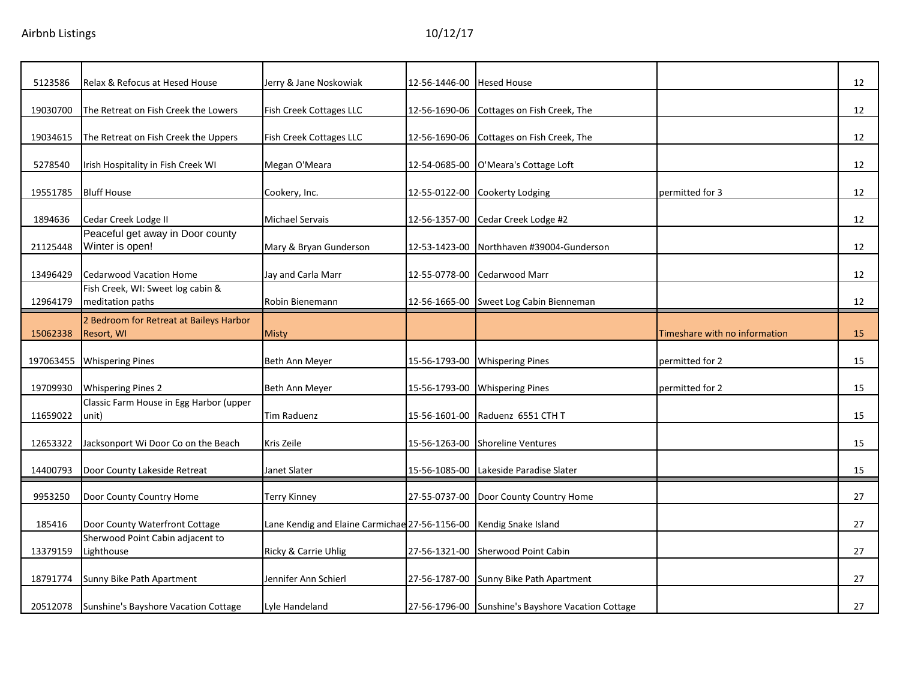| | | | | | | |
|---|---|---|---|---|---|---|
| 5123586 | Relax & Refocus at Hesed House | Jerry & Jane Noskowiak | 12-56-1446-00 | Hesed House | | 12 |
| 19030700 | The Retreat on Fish Creek the Lowers | Fish Creek Cottages LLC | 12-56-1690-06 | Cottages on Fish Creek, The | | 12 |
| 19034615 | The Retreat on Fish Creek the Uppers | Fish Creek Cottages LLC | 12-56-1690-06 | Cottages on Fish Creek, The | | 12 |
| 5278540 | Irish Hospitality in Fish Creek WI | Megan O'Meara | 12-54-0685-00 | O'Meara's Cottage Loft | | 12 |
| 19551785 | Bluff House | Cookery, Inc. | 12-55-0122-00 | Cookerty Lodging | permitted for 3 | 12 |
| 1894636 | Cedar Creek Lodge II | Michael Servais | 12-56-1357-00 | Cedar Creek Lodge #2 | | 12 |
| 21125448 | Peaceful get away in Door county Winter is open! | Mary & Bryan Gunderson | 12-53-1423-00 | Northhaven #39004-Gunderson | | 12 |
| 13496429 | Cedarwood Vacation Home | Jay and Carla Marr | 12-55-0778-00 | Cedarwood Marr | | 12 |
| 12964179 | Fish Creek, WI: Sweet log cabin & meditation paths | Robin Bienemann | 12-56-1665-00 | Sweet Log Cabin Bienneman | | 12 |
| 15062338 | 2 Bedroom for Retreat at Baileys Harbor Resort, WI | Misty | | | Timeshare with no information | 15 |
| 197063455 | Whispering Pines | Beth Ann Meyer | 15-56-1793-00 | Whispering Pines | permitted for 2 | 15 |
| 19709930 | Whispering Pines 2 | Beth Ann Meyer | 15-56-1793-00 | Whispering Pines | permitted for 2 | 15 |
| 11659022 | Classic Farm House in Egg Harbor (upper unit) | Tim Raduenz | 15-56-1601-00 | Raduenz 6551 CTH T | | 15 |
| 12653322 | Jacksonport Wi Door Co on the Beach | Kris Zeile | 15-56-1263-00 | Shoreline Ventures | | 15 |
| 14400793 | Door County Lakeside Retreat | Janet Slater | 15-56-1085-00 | Lakeside Paradise Slater | | 15 |
| 9953250 | Door County Country Home | Terry Kinney | 27-55-0737-00 | Door County Country Home | | 27 |
| 185416 | Door County Waterfront Cottage | Lane Kendig and Elaine Carmichae | 27-56-1156-00 | Kendig Snake Island | | 27 |
| 13379159 | Sherwood Point Cabin adjacent to Lighthouse | Ricky & Carrie Uhlig | 27-56-1321-00 | Sherwood Point Cabin | | 27 |
| 18791774 | Sunny Bike Path Apartment | Jennifer Ann Schierl | 27-56-1787-00 | Sunny Bike Path Apartment | | 27 |
| 20512078 | Sunshine's Bayshore Vacation Cottage | Lyle Handeland | 27-56-1796-00 | Sunshine's Bayshore Vacation Cottage | | 27 |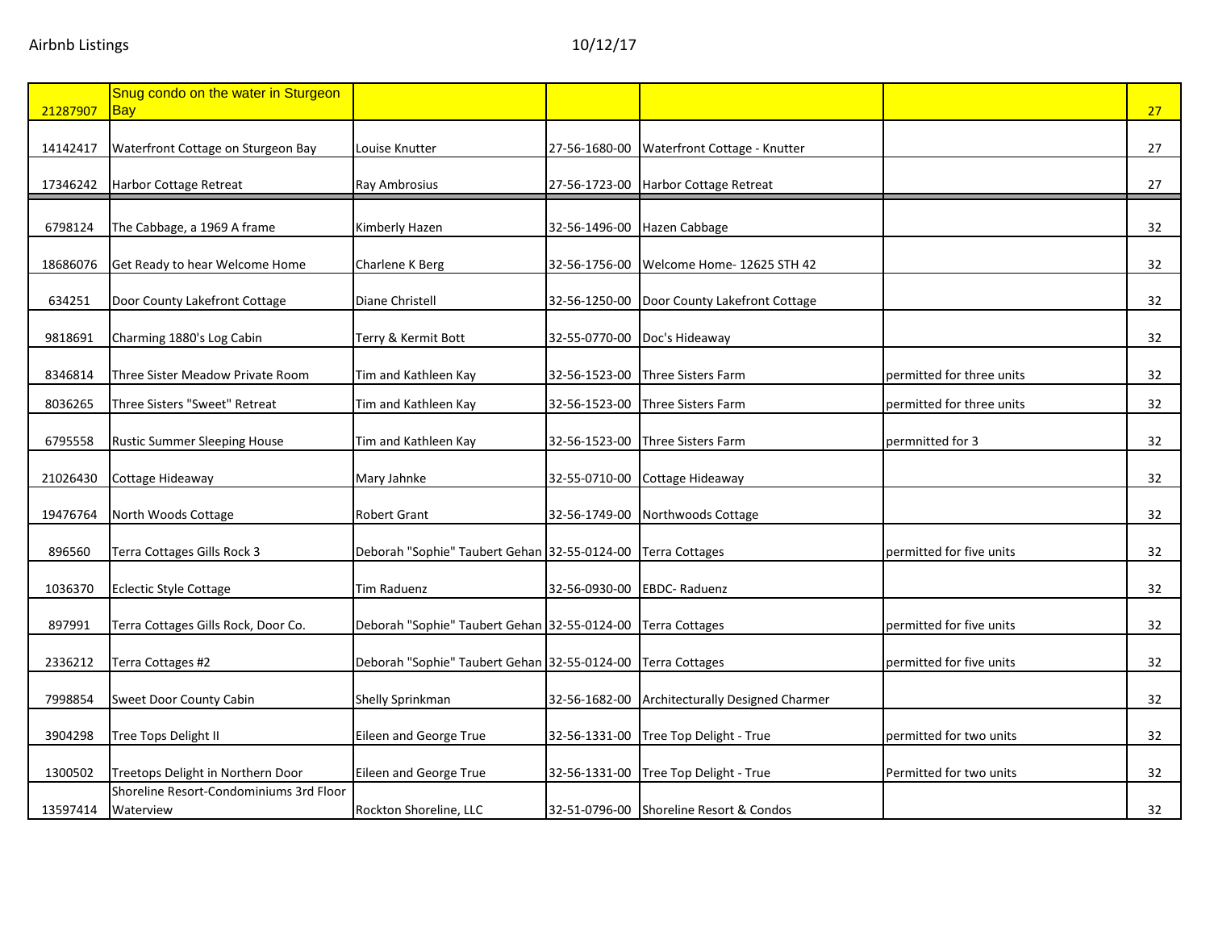| | | | | | | |
|---|---|---|---|---|---|---|
| 21287907 | Snug condo on the water in Sturgeon Bay | | | | | 27 |
| 14142417 | Waterfront Cottage on Sturgeon Bay | Louise Knutter | 27-56-1680-00 | Waterfront Cottage - Knutter | | 27 |
| 17346242 | Harbor Cottage Retreat | Ray Ambrosius | 27-56-1723-00 | Harbor Cottage Retreat | | 27 |
| 6798124 | The Cabbage, a 1969 A frame | Kimberly Hazen | 32-56-1496-00 | Hazen Cabbage | | 32 |
| 18686076 | Get Ready to hear Welcome Home | Charlene K Berg | 32-56-1756-00 | Welcome Home- 12625 STH 42 | | 32 |
| 634251 | Door County Lakefront Cottage | Diane Christell | 32-56-1250-00 | Door County Lakefront Cottage | | 32 |
| 9818691 | Charming 1880's Log Cabin | Terry & Kermit Bott | 32-55-0770-00 | Doc's Hideaway | | 32 |
| 8346814 | Three Sister Meadow Private Room | Tim and Kathleen Kay | 32-56-1523-00 | Three Sisters Farm | permitted for three units | 32 |
| 8036265 | Three Sisters "Sweet" Retreat | Tim and Kathleen Kay | 32-56-1523-00 | Three Sisters Farm | permitted for three units | 32 |
| 6795558 | Rustic Summer Sleeping House | Tim and Kathleen Kay | 32-56-1523-00 | Three Sisters Farm | permnitted for 3 | 32 |
| 21026430 | Cottage Hideaway | Mary Jahnke | 32-55-0710-00 | Cottage Hideaway | | 32 |
| 19476764 | North Woods Cottage | Robert Grant | 32-56-1749-00 | Northwoods Cottage | | 32 |
| 896560 | Terra Cottages Gills Rock 3 | Deborah "Sophie" Taubert Gehan | 32-55-0124-00 | Terra Cottages | permitted for five units | 32 |
| 1036370 | Eclectic Style Cottage | Tim Raduenz | 32-56-0930-00 | EBDC- Raduenz | | 32 |
| 897991 | Terra Cottages Gills Rock, Door Co. | Deborah "Sophie" Taubert Gehan | 32-55-0124-00 | Terra Cottages | permitted for five units | 32 |
| 2336212 | Terra Cottages #2 | Deborah "Sophie" Taubert Gehan | 32-55-0124-00 | Terra Cottages | permitted for five units | 32 |
| 7998854 | Sweet Door County Cabin | Shelly Sprinkman | 32-56-1682-00 | Architecturally Designed Charmer | | 32 |
| 3904298 | Tree Tops Delight II | Eileen and George True | 32-56-1331-00 | Tree Top Delight - True | permitted for two units | 32 |
| 1300502 | Treetops Delight in Northern Door | Eileen and George True | 32-56-1331-00 | Tree Top Delight - True | Permitted for two units | 32 |
| 13597414 | Shoreline Resort-Condominiums 3rd Floor Waterview | Rockton Shoreline, LLC | 32-51-0796-00 | Shoreline Resort & Condos | | 32 |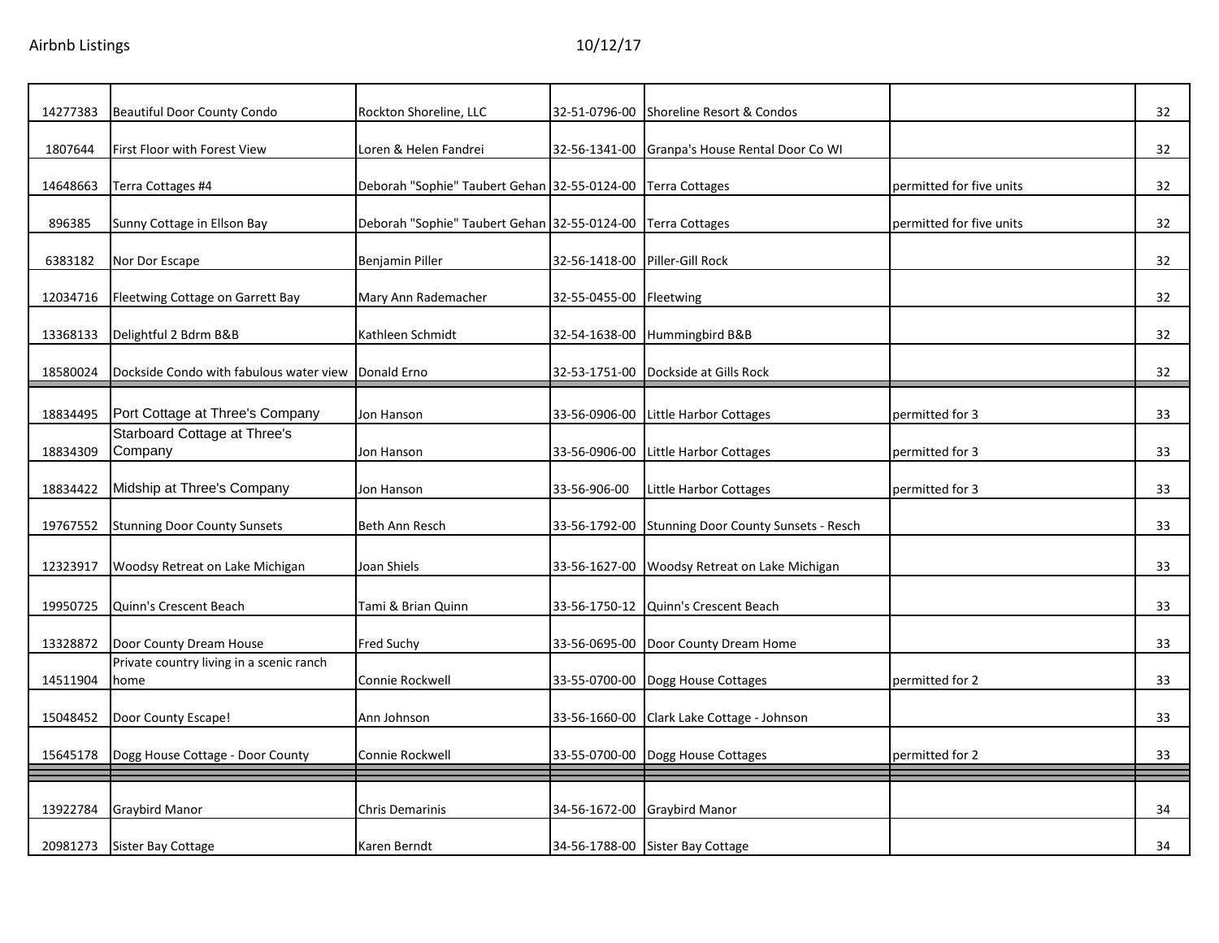| | | | | | | |
|---|---|---|---|---|---|---|
| 14277383 | Beautiful Door County Condo | Rockton Shoreline, LLC | 32-51-0796-00 | Shoreline Resort & Condos | | 32 |
| 1807644 | First Floor with Forest View | Loren & Helen Fandrei | 32-56-1341-00 | Granpa's House Rental Door Co WI | | 32 |
| 14648663 | Terra Cottages #4 | Deborah "Sophie" Taubert Gehan | 32-55-0124-00 | Terra Cottages | permitted for five units | 32 |
| 896385 | Sunny Cottage in Ellson Bay | Deborah "Sophie" Taubert Gehan | 32-55-0124-00 | Terra Cottages | permitted for five units | 32 |
| 6383182 | Nor Dor Escape | Benjamin Piller | 32-56-1418-00 | Piller-Gill Rock | | 32 |
| 12034716 | Fleetwing Cottage on Garrett Bay | Mary Ann Rademacher | 32-55-0455-00 | Fleetwing | | 32 |
| 13368133 | Delightful 2 Bdrm B&B | Kathleen Schmidt | 32-54-1638-00 | Hummingbird B&B | | 32 |
| 18580024 | Dockside Condo with fabulous water view | Donald Erno | 32-53-1751-00 | Dockside at Gills Rock | | 32 |
| 18834495 | Port Cottage at Three's Company | Jon Hanson | 33-56-0906-00 | Little Harbor Cottages | permitted for 3 | 33 |
| 18834309 | Starboard Cottage at Three's Company | Jon Hanson | 33-56-0906-00 | Little Harbor Cottages | permitted for 3 | 33 |
| 18834422 | Midship at Three's Company | Jon Hanson | 33-56-906-00 | Little Harbor Cottages | permitted for 3 | 33 |
| 19767552 | Stunning Door County Sunsets | Beth Ann Resch | 33-56-1792-00 | Stunning Door County Sunsets - Resch | | 33 |
| 12323917 | Woodsy Retreat on Lake Michigan | Joan Shiels | 33-56-1627-00 | Woodsy Retreat on Lake Michigan | | 33 |
| 19950725 | Quinn's Crescent Beach | Tami & Brian Quinn | 33-56-1750-12 | Quinn's Crescent Beach | | 33 |
| 13328872 | Door County Dream House | Fred Suchy | 33-56-0695-00 | Door County Dream Home | | 33 |
| 14511904 | Private country living in a scenic ranch home | Connie Rockwell | 33-55-0700-00 | Dogg House Cottages | permitted for 2 | 33 |
| 15048452 | Door County Escape! | Ann Johnson | 33-56-1660-00 | Clark Lake Cottage - Johnson | | 33 |
| 15645178 | Dogg House Cottage - Door County | Connie Rockwell | 33-55-0700-00 | Dogg House Cottages | permitted for 2 | 33 |
| 13922784 | Graybird Manor | Chris Demarinis | 34-56-1672-00 | Graybird Manor | | 34 |
| 20981273 | Sister Bay Cottage | Karen Berndt | 34-56-1788-00 | Sister Bay Cottage | | 34 |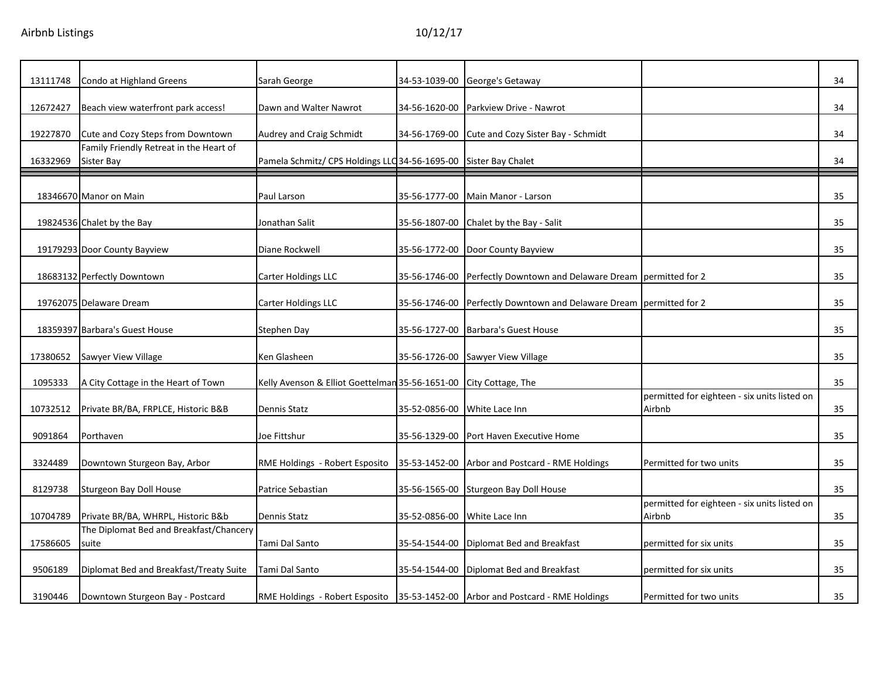| | | | | | | |
|---|---|---|---|---|---|---|
| 13111748 | Condo at Highland Greens | Sarah George | 34-53-1039-00 | George's Getaway | | 34 |
| 12672427 | Beach view waterfront park access! | Dawn and Walter Nawrot | 34-56-1620-00 | Parkview Drive - Nawrot | | 34 |
| 19227870 | Cute and Cozy Steps from Downtown | Audrey and Craig Schmidt | 34-56-1769-00 | Cute and Cozy Sister Bay - Schmidt | | 34 |
| 16332969 | Family Friendly Retreat in the Heart of Sister Bay | Pamela Schmitz/ CPS Holdings LLC | 34-56-1695-00 | Sister Bay Chalet | | 34 |
| | | | | | | |
| 18346670 | Manor on Main | Paul Larson | 35-56-1777-00 | Main Manor - Larson | | 35 |
| 19824536 | Chalet by the Bay | Jonathan Salit | 35-56-1807-00 | Chalet by the Bay - Salit | | 35 |
| 19179293 | Door County Bayview | Diane Rockwell | 35-56-1772-00 | Door County Bayview | | 35 |
| 18683132 | Perfectly Downtown | Carter Holdings LLC | 35-56-1746-00 | Perfectly Downtown and Delaware Dream | permitted for 2 | 35 |
| 19762075 | Delaware Dream | Carter Holdings LLC | 35-56-1746-00 | Perfectly Downtown and Delaware Dream | permitted for 2 | 35 |
| 18359397 | Barbara's Guest House | Stephen Day | 35-56-1727-00 | Barbara's Guest House | | 35 |
| 17380652 | Sawyer View Village | Ken Glasheen | 35-56-1726-00 | Sawyer View Village | | 35 |
| 1095333 | A City Cottage in the Heart of Town | Kelly Avenson & Elliot Goettelman | 35-56-1651-00 | City Cottage, The | | 35 |
| 10732512 | Private BR/BA, FRPLCE, Historic B&B | Dennis Statz | 35-52-0856-00 | White Lace Inn | permitted for eighteen - six units listed on Airbnb | 35 |
| 9091864 | Porthaven | Joe Fittshur | 35-56-1329-00 | Port Haven Executive Home | | 35 |
| 3324489 | Downtown Sturgeon Bay, Arbor | RME Holdings - Robert Esposito | 35-53-1452-00 | Arbor and Postcard - RME Holdings | Permitted for two units | 35 |
| 8129738 | Sturgeon Bay Doll House | Patrice Sebastian | 35-56-1565-00 | Sturgeon Bay Doll House | | 35 |
| 10704789 | Private BR/BA, WHRPL, Historic B&b | Dennis Statz | 35-52-0856-00 | White Lace Inn | permitted for eighteen - six units listed on Airbnb | 35 |
| 17586605 | The Diplomat Bed and Breakfast/Chancery suite | Tami Dal Santo | 35-54-1544-00 | Diplomat Bed and Breakfast | permitted for six units | 35 |
| 9506189 | Diplomat Bed and Breakfast/Treaty Suite | Tami Dal Santo | 35-54-1544-00 | Diplomat Bed and Breakfast | permitted for six units | 35 |
| 3190446 | Downtown Sturgeon Bay - Postcard | RME Holdings - Robert Esposito | 35-53-1452-00 | Arbor and Postcard - RME Holdings | Permitted for two units | 35 |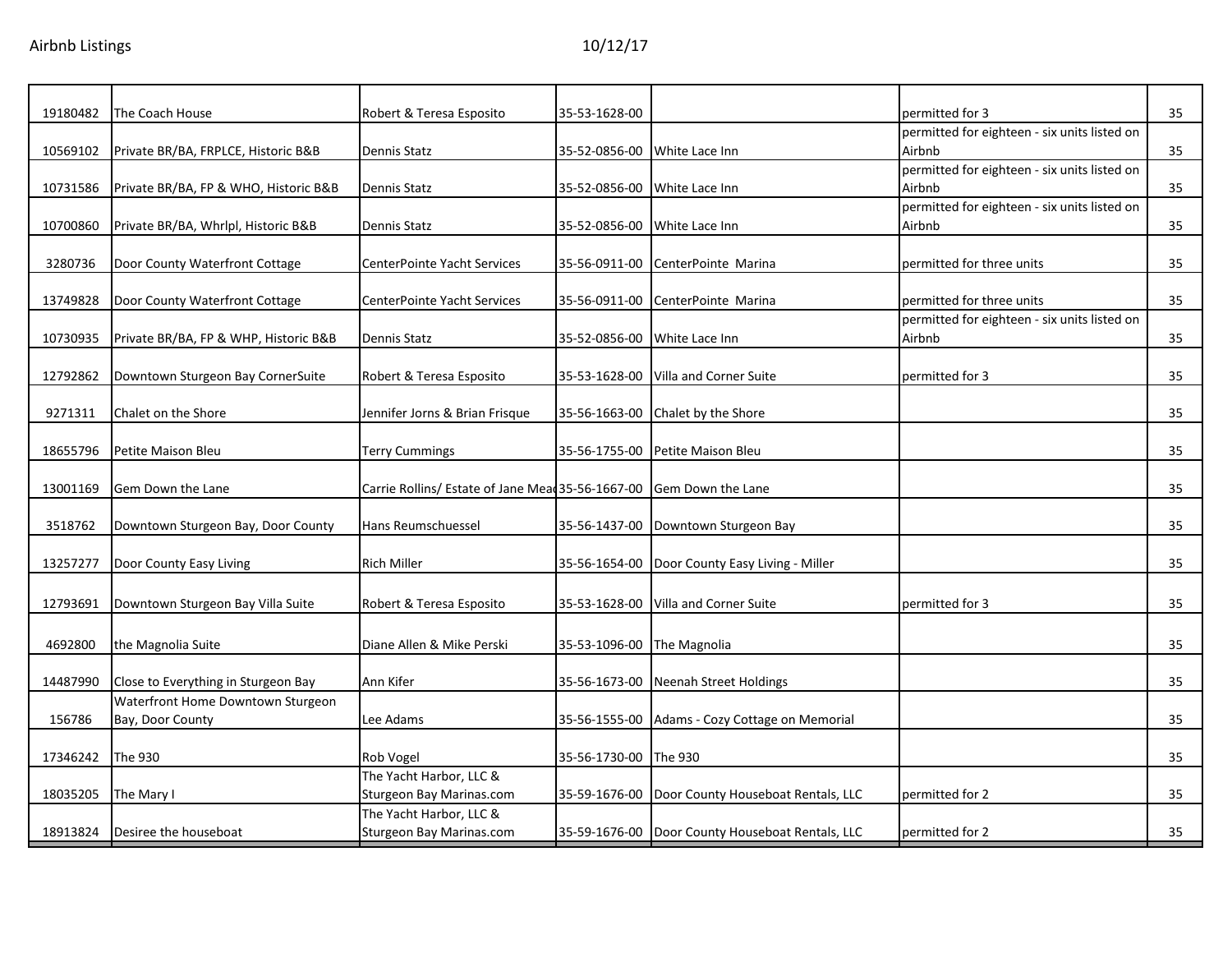| | | | | | | |
|---|---|---|---|---|---|---|
| 19180482 | The Coach House | Robert & Teresa Esposito | 35-53-1628-00 | | permitted for 3 | 35 |
| 10569102 | Private BR/BA, FRPLCE, Historic B&B | Dennis Statz | 35-52-0856-00 | White Lace Inn | permitted for eighteen - six units listed on Airbnb | 35 |
| 10731586 | Private BR/BA, FP & WHO, Historic B&B | Dennis Statz | 35-52-0856-00 | White Lace Inn | permitted for eighteen - six units listed on Airbnb | 35 |
| 10700860 | Private BR/BA, Whrlpl, Historic B&B | Dennis Statz | 35-52-0856-00 | White Lace Inn | permitted for eighteen - six units listed on Airbnb | 35 |
| 3280736 | Door County Waterfront Cottage | CenterPointe Yacht Services | 35-56-0911-00 | CenterPointe Marina | permitted for three units | 35 |
| 13749828 | Door County Waterfront Cottage | CenterPointe Yacht Services | 35-56-0911-00 | CenterPointe Marina | permitted for three units | 35 |
| 10730935 | Private BR/BA, FP & WHP, Historic B&B | Dennis Statz | 35-52-0856-00 | White Lace Inn | permitted for eighteen - six units listed on Airbnb | 35 |
| 12792862 | Downtown Sturgeon Bay CornerSuite | Robert & Teresa Esposito | 35-53-1628-00 | Villa and Corner Suite | permitted for 3 | 35 |
| 9271311 | Chalet on the Shore | Jennifer Jorns & Brian Frisque | 35-56-1663-00 | Chalet by the Shore | | 35 |
| 18655796 | Petite Maison Bleu | Terry Cummings | 35-56-1755-00 | Petite Maison Bleu | | 35 |
| 13001169 | Gem Down the Lane | Carrie Rollins/ Estate of Jane Mea | 35-56-1667-00 | Gem Down the Lane | | 35 |
| 3518762 | Downtown Sturgeon Bay, Door County | Hans Reumschuessel | 35-56-1437-00 | Downtown Sturgeon Bay | | 35 |
| 13257277 | Door County Easy Living | Rich Miller | 35-56-1654-00 | Door County Easy Living - Miller | | 35 |
| 12793691 | Downtown Sturgeon Bay Villa Suite | Robert & Teresa Esposito | 35-53-1628-00 | Villa and Corner Suite | permitted for 3 | 35 |
| 4692800 | the Magnolia Suite | Diane Allen & Mike Perski | 35-53-1096-00 | The Magnolia | | 35 |
| 14487990 | Close to Everything in Sturgeon Bay | Ann Kifer | 35-56-1673-00 | Neenah Street Holdings | | 35 |
| 156786 | Waterfront Home Downtown Sturgeon Bay, Door County | Lee Adams | 35-56-1555-00 | Adams - Cozy Cottage on Memorial | | 35 |
| 17346242 | The 930 | Rob Vogel | 35-56-1730-00 | The 930 | | 35 |
| 18035205 | The Mary I | The Yacht Harbor, LLC & Sturgeon Bay Marinas.com | 35-59-1676-00 | Door County Houseboat Rentals, LLC | permitted for 2 | 35 |
| 18913824 | Desiree the houseboat | The Yacht Harbor, LLC & Sturgeon Bay Marinas.com | 35-59-1676-00 | Door County Houseboat Rentals, LLC | permitted for 2 | 35 |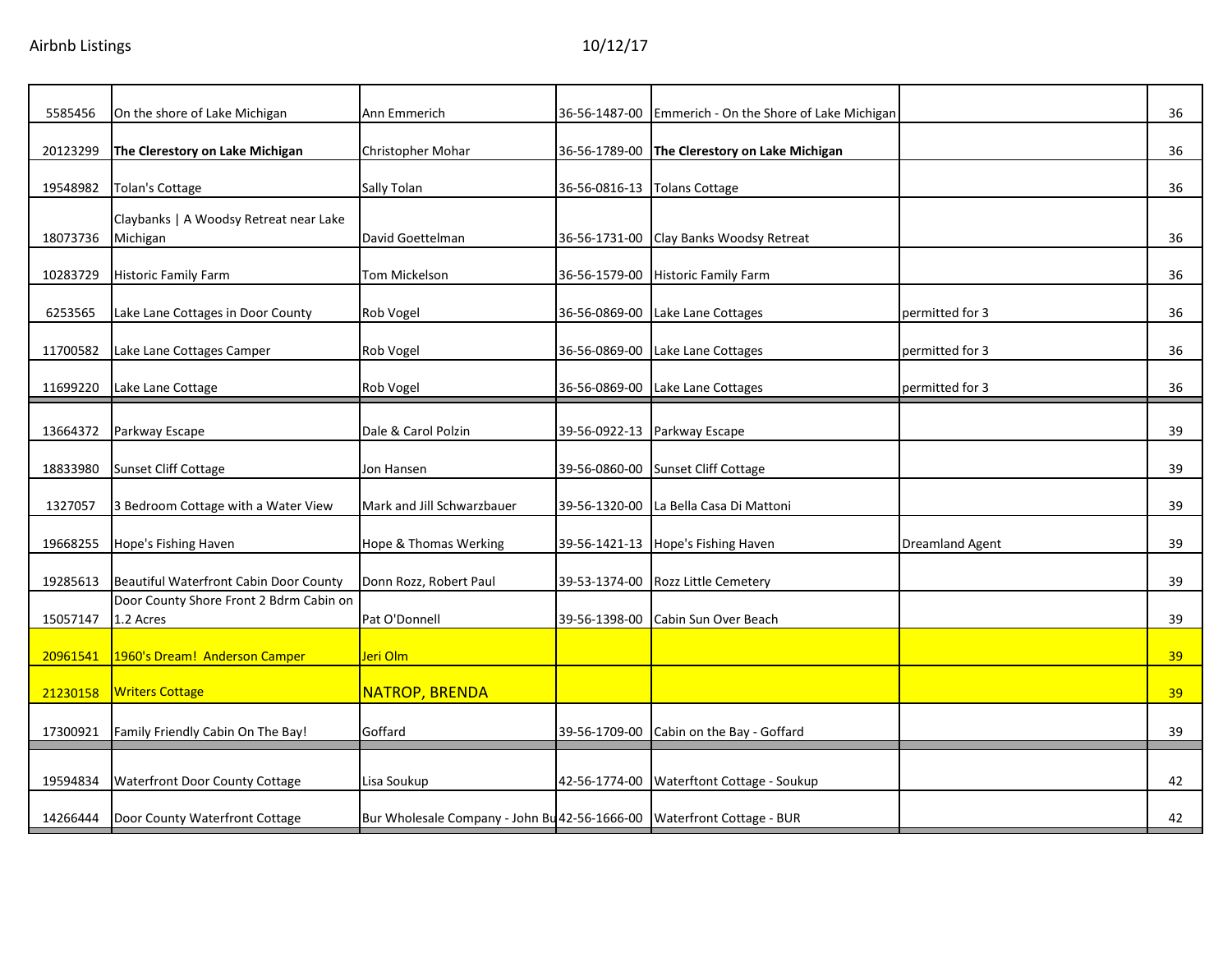Airbnb Listings 10/12/17

| | | | | | | |
|---|---|---|---|---|---|---|
| 5585456 | On the shore of Lake Michigan | Ann Emmerich | 36-56-1487-00 | Emmerich - On the Shore of Lake Michigan | | 36 |
| 20123299 | **The Clerestory on Lake Michigan** | Christopher Mohar | 36-56-1789-00 | **The Clerestory on Lake Michigan** | | 36 |
| 19548982 | Tolan's Cottage | Sally Tolan | 36-56-0816-13 | Tolans Cottage | | 36 |
| 18073736 | Claybanks \| A Woodsy Retreat near Lake Michigan | David Goettelman | 36-56-1731-00 | Clay Banks Woodsy Retreat | | 36 |
| 10283729 | Historic Family Farm | Tom Mickelson | 36-56-1579-00 | Historic Family Farm | | 36 |
| 6253565 | Lake Lane Cottages in Door County | Rob Vogel | 36-56-0869-00 | Lake Lane Cottages | permitted for 3 | 36 |
| 11700582 | Lake Lane Cottages Camper | Rob Vogel | 36-56-0869-00 | Lake Lane Cottages | permitted for 3 | 36 |
| 11699220 | Lake Lane Cottage | Rob Vogel | 36-56-0869-00 | Lake Lane Cottages | permitted for 3 | 36 |
| 13664372 | Parkway Escape | Dale & Carol Polzin | 39-56-0922-13 | Parkway Escape | | 39 |
| 18833980 | Sunset Cliff Cottage | Jon Hansen | 39-56-0860-00 | Sunset Cliff Cottage | | 39 |
| 1327057 | 3 Bedroom Cottage with a Water View | Mark and Jill Schwarzbauer | 39-56-1320-00 | La Bella Casa Di Mattoni | | 39 |
| 19668255 | Hope's Fishing Haven | Hope & Thomas Werking | 39-56-1421-13 | Hope's Fishing Haven | Dreamland Agent | 39 |
| 19285613 | Beautiful Waterfront Cabin Door County | Donn Rozz, Robert Paul | 39-53-1374-00 | Rozz Little Cemetery | | 39 |
| 15057147 | Door County Shore Front 2 Bdrm Cabin on 1.2 Acres | Pat O'Donnell | 39-56-1398-00 | Cabin Sun Over Beach | | 39 |
| 20961541 | 1960's Dream! Anderson Camper | Jeri Olm | | | | 39 |
| 21230158 | Writers Cottage | NATROP, BRENDA | | | | 39 |
| 17300921 | Family Friendly Cabin On The Bay! | Goffard | 39-56-1709-00 | Cabin on the Bay - Goffard | | 39 |
| 19594834 | Waterfront Door County Cottage | Lisa Soukup | 42-56-1774-00 | Waterftont Cottage - Soukup | | 42 |
| 14266444 | Door County Waterfront Cottage | Bur Wholesale Company - John Bu | 42-56-1666-00 | Waterfront Cottage - BUR | | 42 |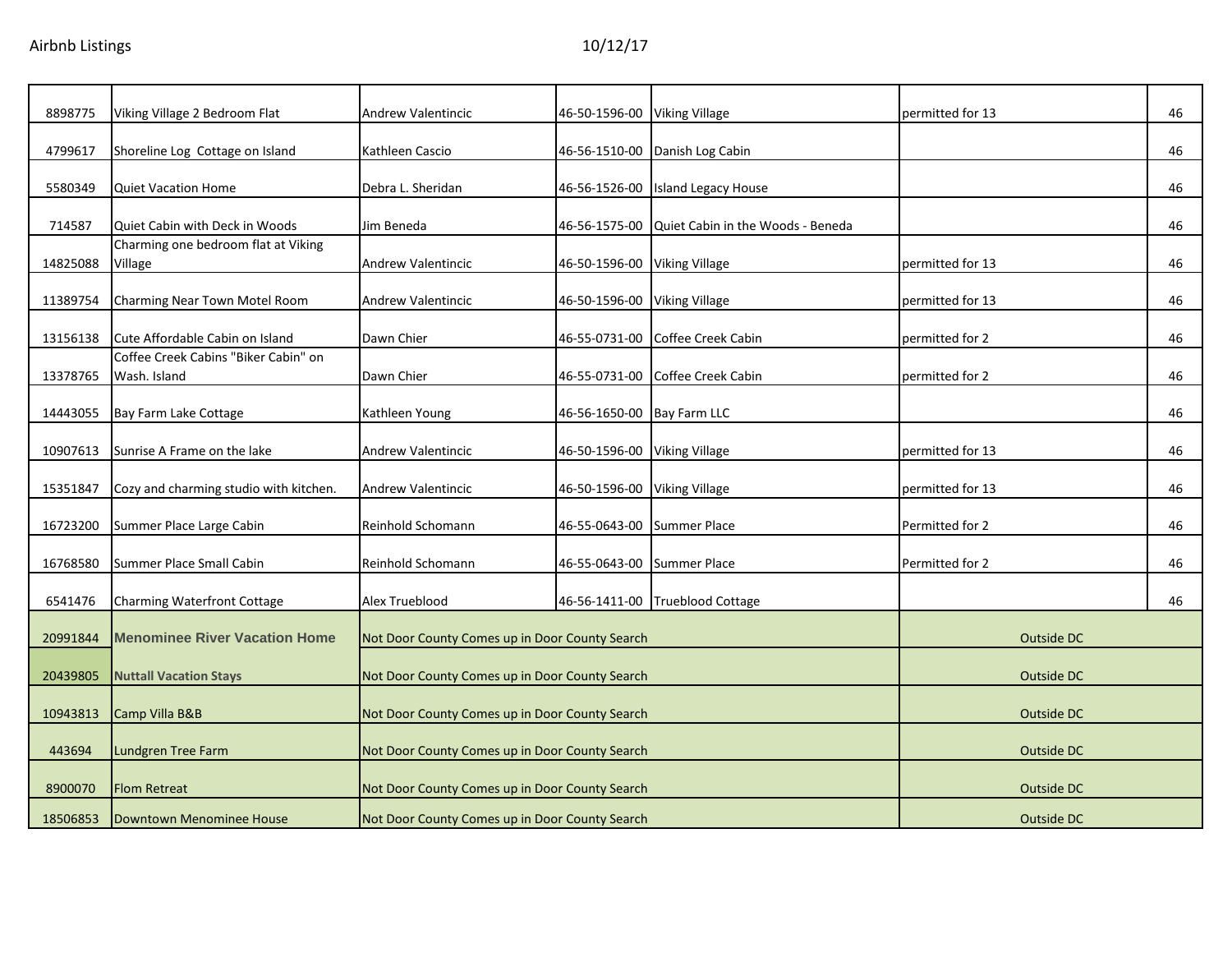| | | | | | | |
|---|---|---|---|---|---|---|
| 8898775 | Viking Village 2 Bedroom Flat | Andrew Valentincic | 46-50-1596-00 | Viking Village | permitted for 13 | 46 |
| 4799617 | Shoreline Log  Cottage on Island | Kathleen Cascio | 46-56-1510-00 | Danish Log Cabin | | 46 |
| 5580349 | Quiet Vacation Home | Debra L. Sheridan | 46-56-1526-00 | Island Legacy House | | 46 |
| 714587 | Quiet Cabin with Deck in Woods | Jim Beneda | 46-56-1575-00 | Quiet Cabin in the Woods - Beneda | | 46 |
| 14825088 | Charming one bedroom flat at Viking Village | Andrew Valentincic | 46-50-1596-00 | Viking Village | permitted for 13 | 46 |
| 11389754 | Charming Near Town Motel Room | Andrew Valentincic | 46-50-1596-00 | Viking Village | permitted for 13 | 46 |
| 13156138 | Cute Affordable Cabin on Island | Dawn Chier | 46-55-0731-00 | Coffee Creek Cabin | permitted for 2 | 46 |
| 13378765 | Coffee Creek Cabins "Biker Cabin" on Wash. Island | Dawn Chier | 46-55-0731-00 | Coffee Creek Cabin | permitted for 2 | 46 |
| 14443055 | Bay Farm Lake Cottage | Kathleen Young | 46-56-1650-00 | Bay Farm LLC | | 46 |
| 10907613 | Sunrise A Frame on the lake | Andrew Valentincic | 46-50-1596-00 | Viking Village | permitted for 13 | 46 |
| 15351847 | Cozy and charming studio with kitchen. | Andrew Valentincic | 46-50-1596-00 | Viking Village | permitted for 13 | 46 |
| 16723200 | Summer Place Large Cabin | Reinhold Schomann | 46-55-0643-00 | Summer Place | Permitted for 2 | 46 |
| 16768580 | Summer Place Small Cabin | Reinhold Schomann | 46-55-0643-00 | Summer Place | Permitted for 2 | 46 |
| 6541476 | Charming Waterfront Cottage | Alex Trueblood | 46-56-1411-00 | Trueblood Cottage | | 46 |
| 20991844 | **Menominee River Vacation Home** | Not Door County Comes up in Door County Search | | | Outside DC | |
| 20439805 | **Nuttall Vacation Stays** | Not Door County Comes up in Door County Search | | | Outside DC | |
| 10943813 | Camp Villa B&B | Not Door County Comes up in Door County Search | | | Outside DC | |
| 443694 | Lundgren Tree Farm | Not Door County Comes up in Door County Search | | | Outside DC | |
| 8900070 | Flom Retreat | Not Door County Comes up in Door County Search | | | Outside DC | |
| 18506853 | Downtown Menominee House | Not Door County Comes up in Door County Search | | | Outside DC | |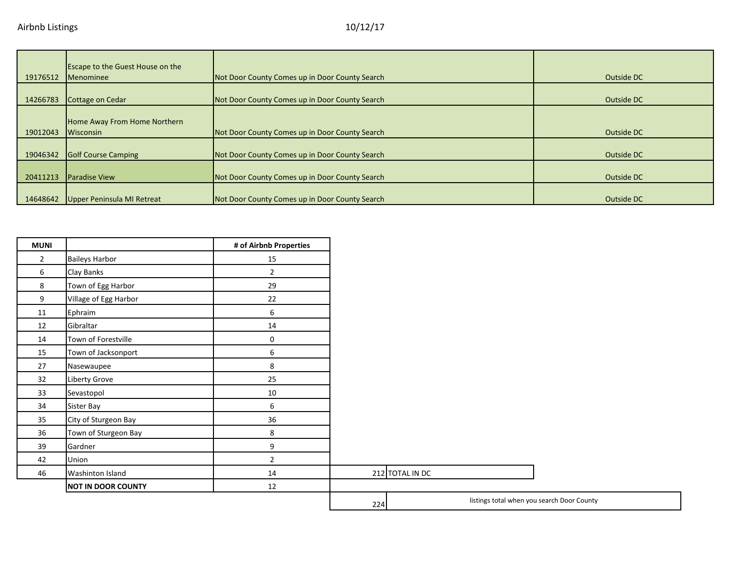Airbnb Listings 10/12/17

| | | | |
|---|---|---|---|
| 19176512 | Escape to the Guest House on the Menominee | Not Door County Comes up in Door County Search | Outside DC |
| 14266783 | Cottage on Cedar | Not Door County Comes up in Door County Search | Outside DC |
| 19012043 | Home Away From Home Northern Wisconsin | Not Door County Comes up in Door County Search | Outside DC |
| 19046342 | Golf Course Camping | Not Door County Comes up in Door County Search | Outside DC |
| 20411213 | Paradise View | Not Door County Comes up in Door County Search | Outside DC |
| 14648642 | Upper Peninsula MI Retreat | Not Door County Comes up in Door County Search | Outside DC |

| MUNI | | # of Airbnb Properties | | |
|---|---|---|---|---|
| 2 | Baileys Harbor | 15 | | |
| 6 | Clay Banks | 2 | | |
| 8 | Town of Egg Harbor | 29 | | |
| 9 | Village of Egg Harbor | 22 | | |
| 11 | Ephraim | 6 | | |
| 12 | Gibraltar | 14 | | |
| 14 | Town of Forestville | 0 | | |
| 15 | Town of Jacksonport | 6 | | |
| 27 | Nasewaupee | 8 | | |
| 32 | Liberty Grove | 25 | | |
| 33 | Sevastopol | 10 | | |
| 34 | Sister Bay | 6 | | |
| 35 | City of Sturgeon Bay | 36 | | |
| 36 | Town of Sturgeon Bay | 8 | | |
| 39 | Gardner | 9 | | |
| 42 | Union | 2 | | |
| 46 | Washinton Island | 14 | 212 | TOTAL IN DC |
| | **NOT IN DOOR COUNTY** | 12 | | |
| | | | 224 | listings total when you search Door County |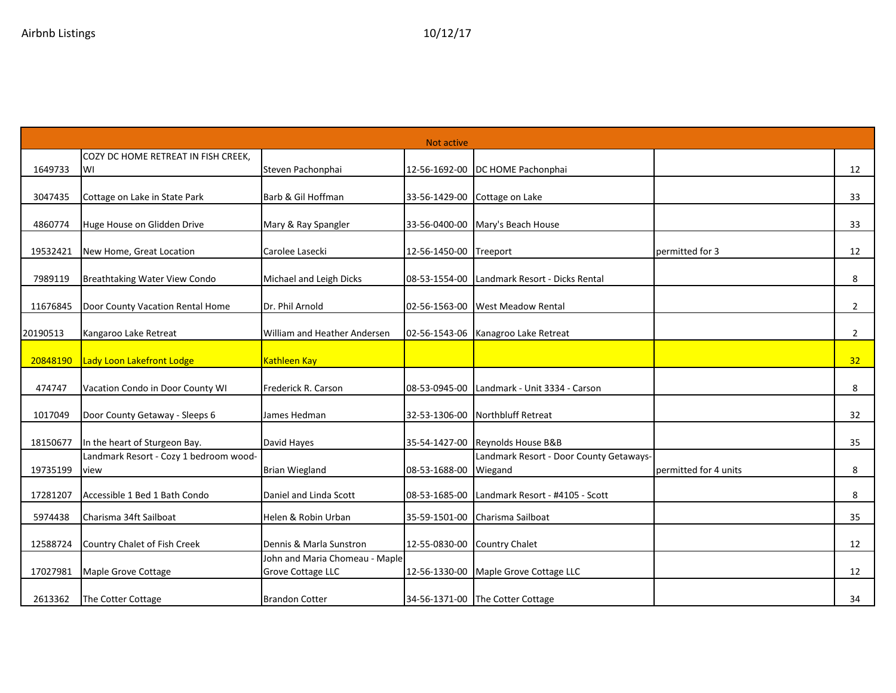Airbnb Listings 10/12/17

| Not active | | | | | | |
|---|---|---|---|---|---|---|
| 1649733 | COZY DC HOME RETREAT IN FISH CREEK, WI | Steven Pachonphai | 12-56-1692-00 | DC HOME Pachonphai | | 12 |
| 3047435 | Cottage on Lake in State Park | Barb & Gil Hoffman | 33-56-1429-00 | Cottage on Lake | | 33 |
| 4860774 | Huge House on Glidden Drive | Mary & Ray Spangler | 33-56-0400-00 | Mary's Beach House | | 33 |
| 19532421 | New Home, Great Location | Carolee Lasecki | 12-56-1450-00 | Treeport | permitted for 3 | 12 |
| 7989119 | Breathtaking Water View Condo | Michael and Leigh Dicks | 08-53-1554-00 | Landmark Resort - Dicks Rental | | 8 |
| 11676845 | Door County Vacation Rental Home | Dr. Phil Arnold | 02-56-1563-00 | West Meadow Rental | | 2 |
| 20190513 | Kangaroo Lake Retreat | William and Heather Andersen | 02-56-1543-06 | Kanagroo Lake Retreat | | 2 |
| 20848190 | Lady Loon Lakefront Lodge | Kathleen Kay | | | | 32 |
| 474747 | Vacation Condo in Door County WI | Frederick R. Carson | 08-53-0945-00 | Landmark - Unit 3334 - Carson | | 8 |
| 1017049 | Door County Getaway - Sleeps 6 | James Hedman | 32-53-1306-00 | Northbluff Retreat | | 32 |
| 18150677 | In the heart of Sturgeon Bay. | David Hayes | 35-54-1427-00 | Reynolds House B&B | | 35 |
| 19735199 | Landmark Resort - Cozy 1 bedroom wood-view | Brian Wiegland | 08-53-1688-00 | Landmark Resort - Door County Getaways-Wiegand | permitted for 4 units | 8 |
| 17281207 | Accessible 1 Bed 1 Bath Condo | Daniel and Linda Scott | 08-53-1685-00 | Landmark Resort - #4105 - Scott | | 8 |
| 5974438 | Charisma 34ft Sailboat | Helen & Robin Urban | 35-59-1501-00 | Charisma Sailboat | | 35 |
| 12588724 | Country Chalet of Fish Creek | Dennis & Marla Sunstron | 12-55-0830-00 | Country Chalet | | 12 |
| 17027981 | Maple Grove Cottage | John and Maria Chomeau - Maple Grove Cottage LLC | 12-56-1330-00 | Maple Grove Cottage LLC | | 12 |
| 2613362 | The Cotter Cottage | Brandon Cotter | 34-56-1371-00 | The Cotter Cottage | | 34 |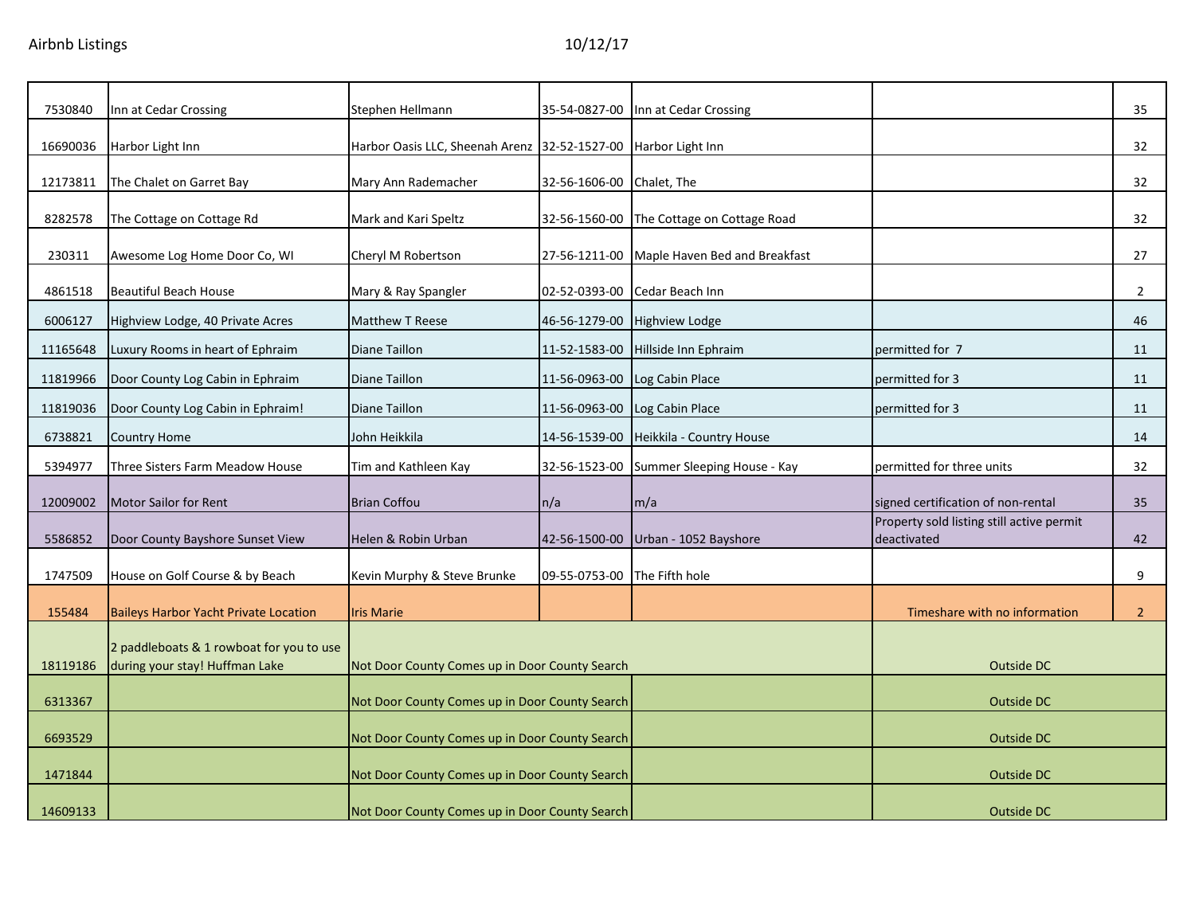Airbnb Listings 10/12/17

| | | | | | | |
|---|---|---|---|---|---|---|
| 7530840 | Inn at Cedar Crossing | Stephen Hellmann | 35-54-0827-00 | Inn at Cedar Crossing | | 35 |
| 16690036 | Harbor Light Inn | Harbor Oasis LLC, Sheenah Arenz | 32-52-1527-00 | Harbor Light Inn | | 32 |
| 12173811 | The Chalet on Garret Bay | Mary Ann Rademacher | 32-56-1606-00 | Chalet, The | | 32 |
| 8282578 | The Cottage on Cottage Rd | Mark and Kari Speltz | 32-56-1560-00 | The Cottage on Cottage Road | | 32 |
| 230311 | Awesome Log Home Door Co, WI | Cheryl M Robertson | 27-56-1211-00 | Maple Haven Bed and Breakfast | | 27 |
| 4861518 | Beautiful Beach House | Mary & Ray Spangler | 02-52-0393-00 | Cedar Beach Inn | | 2 |
| 6006127 | Highview Lodge, 40 Private Acres | Matthew T Reese | 46-56-1279-00 | Highview Lodge | | 46 |
| 11165648 | Luxury Rooms in heart of Ephraim | Diane Taillon | 11-52-1583-00 | Hillside Inn Ephraim | permitted for 7 | 11 |
| 11819966 | Door County Log Cabin in Ephraim | Diane Taillon | 11-56-0963-00 | Log Cabin Place | permitted for 3 | 11 |
| 11819036 | Door County Log Cabin in Ephraim! | Diane Taillon | 11-56-0963-00 | Log Cabin Place | permitted for 3 | 11 |
| 6738821 | Country Home | John Heikkila | 14-56-1539-00 | Heikkila - Country House | | 14 |
| 5394977 | Three Sisters Farm Meadow House | Tim and Kathleen Kay | 32-56-1523-00 | Summer Sleeping House - Kay | permitted for three units | 32 |
| 12009002 | Motor Sailor for Rent | Brian Coffou | n/a | m/a | signed certification of non-rental | 35 |
| 5586852 | Door County Bayshore Sunset View | Helen & Robin Urban | 42-56-1500-00 | Urban - 1052 Bayshore | Property sold listing still active permit deactivated | 42 |
| 1747509 | House on Golf Course & by Beach | Kevin Murphy & Steve Brunke | 09-55-0753-00 | The Fifth hole | | 9 |
| 155484 | Baileys Harbor Yacht Private Location | Iris Marie | | | Timeshare with no information | 2 |
| 18119186 | 2 paddleboats & 1 rowboat for you to use during your stay! Huffman Lake | Not Door County Comes up in Door County Search | | | Outside DC | |
| 6313367 | | Not Door County Comes up in Door County Search | | | Outside DC | |
| 6693529 | | Not Door County Comes up in Door County Search | | | Outside DC | |
| 1471844 | | Not Door County Comes up in Door County Search | | | Outside DC | |
| 14609133 | | Not Door County Comes up in Door County Search | | | Outside DC | |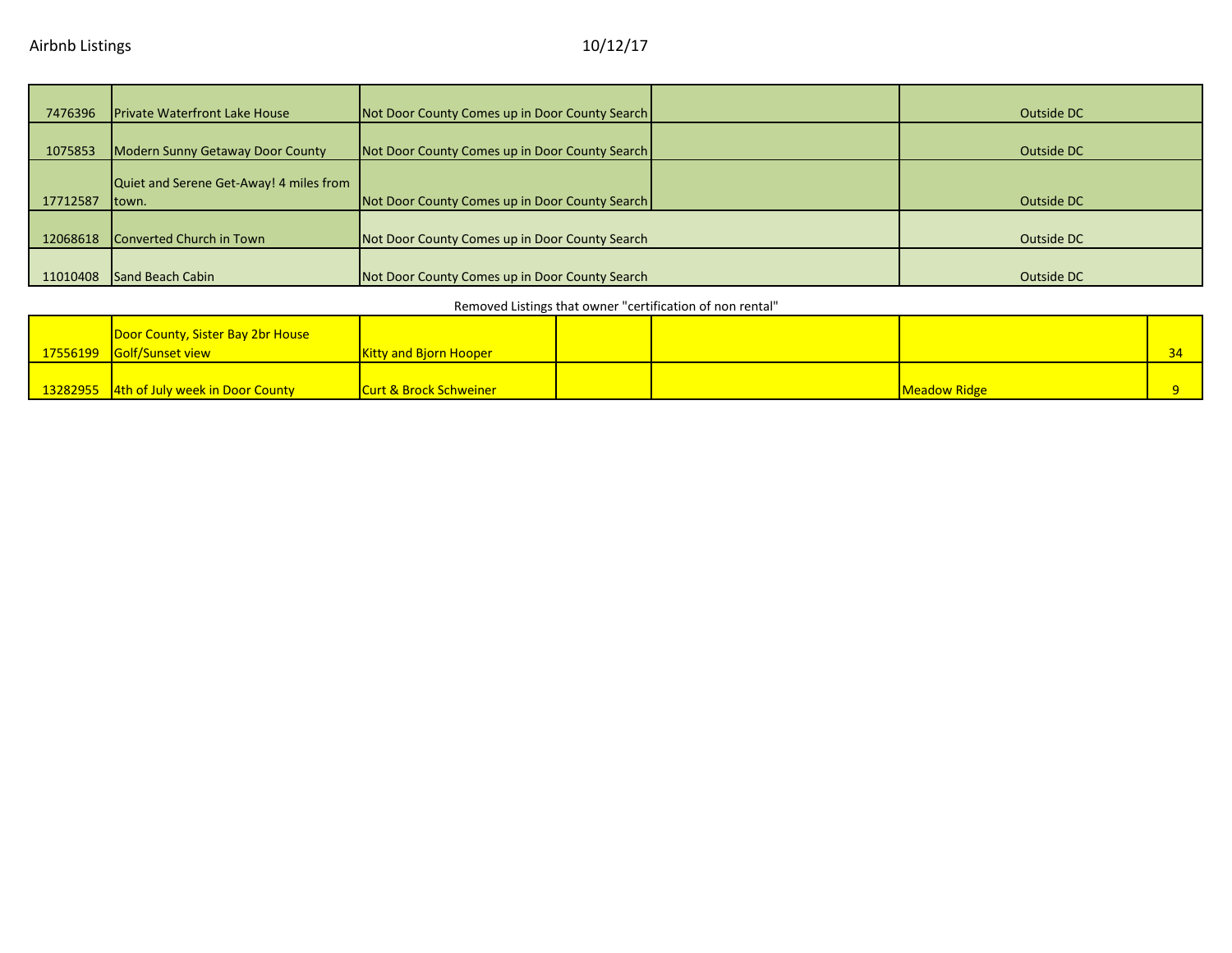| | | | | |
|---|---|---|---|---|
| 7476396 | Private Waterfront Lake House | Not Door County Comes up in Door County Search | | Outside DC |
| 1075853 | Modern Sunny Getaway Door County | Not Door County Comes up in Door County Search | | Outside DC |
| 17712587 | Quiet and Serene Get-Away! 4 miles from town. | Not Door County Comes up in Door County Search | | Outside DC |
| 12068618 | Converted Church in Town | Not Door County Comes up in Door County Search | | Outside DC |
| 11010408 | Sand Beach Cabin | Not Door County Comes up in Door County Search | | Outside DC |

Removed Listings that owner "certification of non rental"

| | | | | | | |
|---|---|---|---|---|---|---|
| 17556199 | Door County, Sister Bay 2br House Golf/Sunset view | Kitty and Bjorn Hooper | | | | 34 |
| 13282955 | 4th of July week in Door County | Curt & Brock Schweiner | | | Meadow Ridge | 9 |